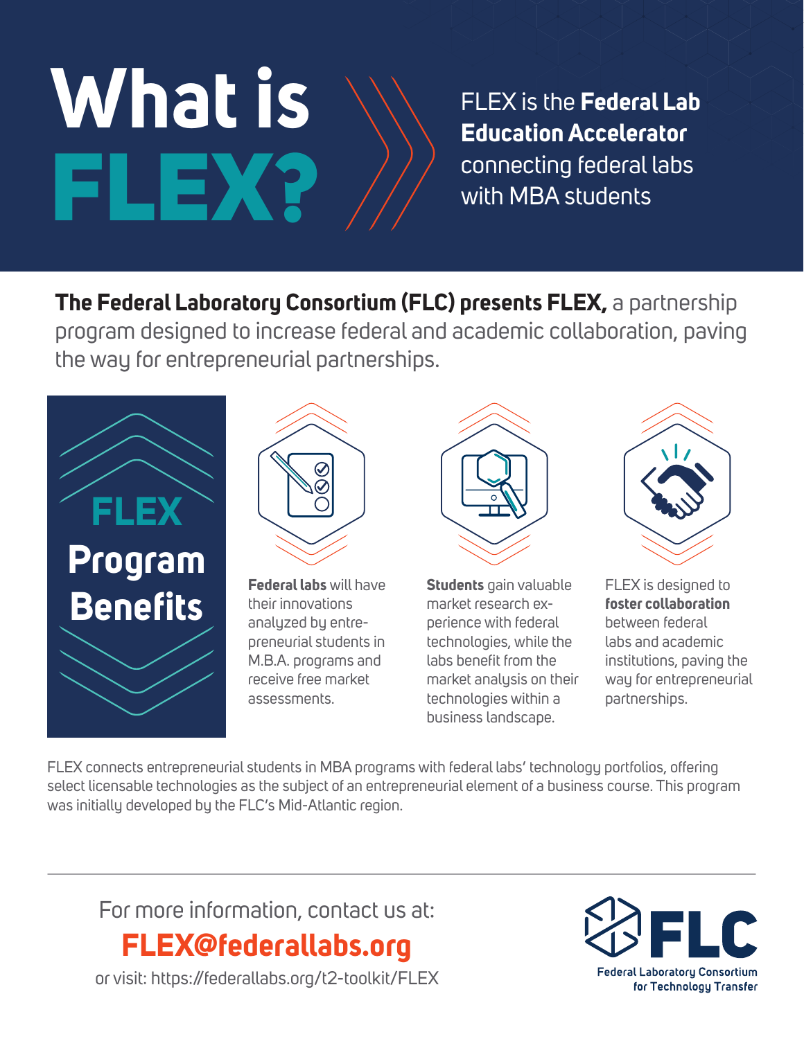# What is FLEX?

FLEX is the **Federal Lab Education Accelerator** connecting federal labs with MBA students

**The Federal Laboratory Consortium (FLC) presents FLEX,** a partnership program designed to increase federal and academic collaboration, paving the way for entrepreneurial partnerships.

## FLEX Program Benefits

**Federal labs** will have their innovations analyzed by entrepreneurial students in M.B.A. programs and receive free market assessments.

**Students** gain valuable market research experience with federal technologies, while the labs benefit from the market analysis on their technologies within a business landscape.

FLEX is designed to **foster collaboration** between federal labs and academic institutions, paving the way for entrepreneurial partnerships.

FLEX connects entrepreneurial students in MBA programs with federal labs' technology portfolios, offering select licensable technologies as the subject of an entrepreneurial element of a business course. This program was initially developed by the FLC's Mid-Atlantic region.

---

For more information, contact us at:

**FLEX@federallabs.org**

or visit: https://federallabs.org/t2-toolkit/FLEX

**FLC**
Federal Laboratory Consortium for Technology Transfer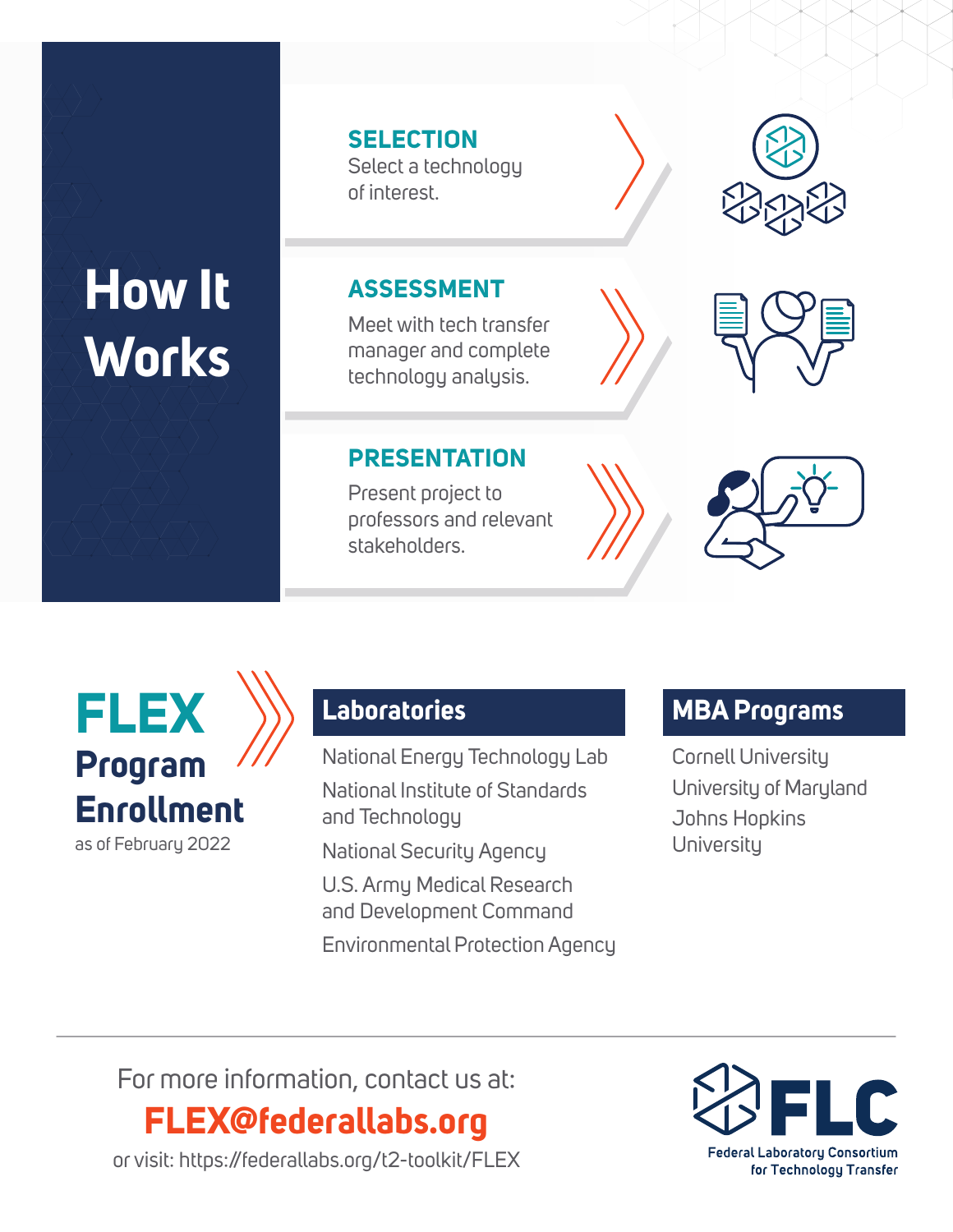# How It Works

**SELECTION**
Select a technology of interest.

**ASSESSMENT**
Meet with tech transfer manager and complete technology analysis.

**PRESENTATION**
Present project to professors and relevant stakeholders.

## FLEX Program Enrollment

as of February 2022

### Laboratories

- National Energy Technology Lab
- National Institute of Standards and Technology
- National Security Agency
- U.S. Army Medical Research and Development Command
- Environmental Protection Agency

### MBA Programs

- Cornell University
- University of Maryland
- Johns Hopkins University

For more information, contact us at:

**FLEX@federallabs.org**

or visit: https://federallabs.org/t2-toolkit/FLEX

FLC
Federal Laboratory Consortium for Technology Transfer